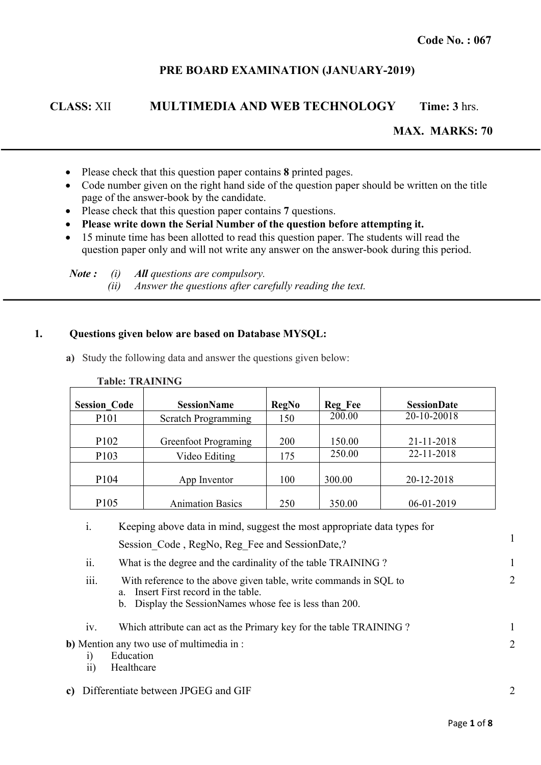**Code No. : 067**

## PRE BOARD EXAMINATION (JANUARY-2019)

**CLASS:** XII **MULTIMEDIA AND WEB TECHNOLOGY** **Time: 3** hrs.

**MAX. MARKS: 70**

- Please check that this question paper contains **8** printed pages.
- Code number given on the right hand side of the question paper should be written on the title page of the answer-book by the candidate.
- Please check that this question paper contains **7** questions.
- **Please write down the Serial Number of the question before attempting it.**
- 15 minute time has been allotted to read this question paper. The students will read the question paper only and will not write any answer on the answer-book during this period.

***Note :*** *(i)* ***All*** *questions are compulsory.*
*(ii) Answer the questions after carefully reading the text.*

**1. Questions given below are based on Database MYSQL:**

**a)** Study the following data and answer the questions given below:

**Table: TRAINING**

| Session_Code | SessionName | RegNo | Reg_Fee | SessionDate |
|---|---|---|---|---|
| P101 | Scratch Programming | 150 | 200.00 | 20-10-20018 |
| P102 | Greenfoot Programing | 200 | 150.00 | 21-11-2018 |
| P103 | Video Editing | 175 | 250.00 | 22-11-2018 |
| P104 | App Inventor | 100 | 300.00 | 20-12-2018 |
| P105 | Animation Basics | 250 | 350.00 | 06-01-2019 |

i. Keeping above data in mind, suggest the most appropriate data types for Session_Code , RegNo, Reg_Fee and SessionDate,? **1**

ii. What is the degree and the cardinality of the table TRAINING ? **1**

iii. With reference to the above given table, write commands in SQL to **2**
   a. Insert First record in the table.
   b. Display the SessionNames whose fee is less than 200.

iv. Which attribute can act as the Primary key for the table TRAINING ? **1**

**b)** Mention any two use of multimedia in : **2**
   i) Education
   ii) Healthcare

**c)** Differentiate between JPGEG and GIF **2**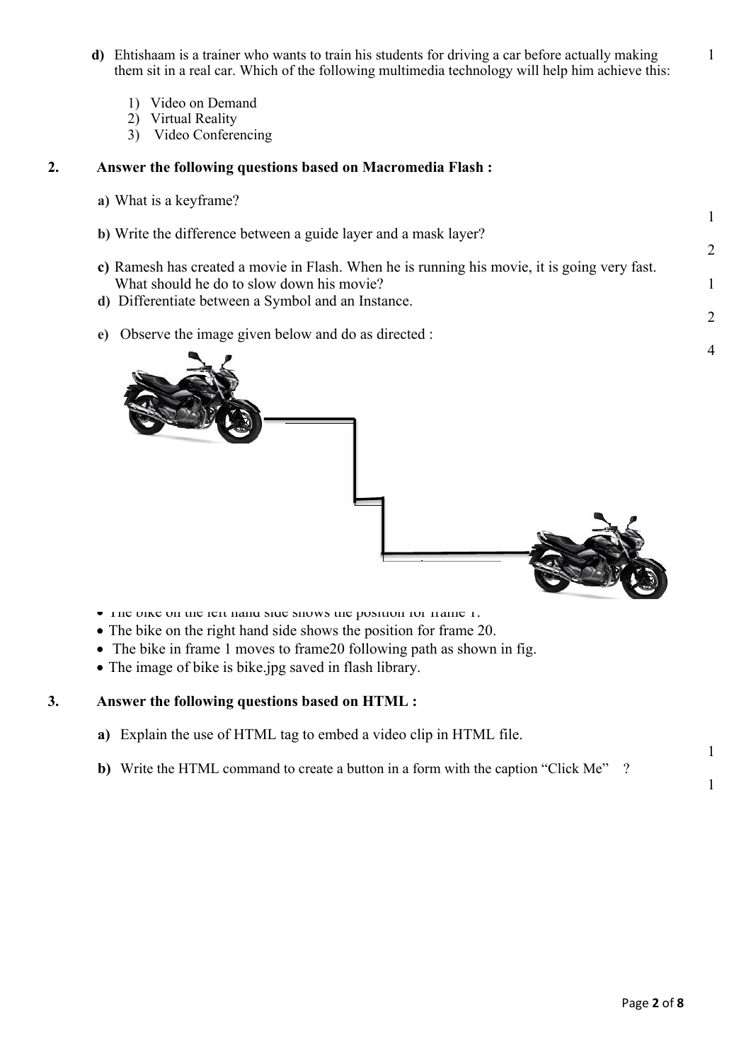**d)** Ehtishaam is a trainer who wants to train his students for driving a car before actually making them sit in a real car. Which of the following multimedia technology will help him achieve this: 1

1) Video on Demand
2) Virtual Reality
3) Video Conferencing

**2. Answer the following questions based on Macromedia Flash :**

**a)** What is a keyframe? 1

**b)** Write the difference between a guide layer and a mask layer? 2

**c)** Ramesh has created a movie in Flash. When he is running his movie, it is going very fast. What should he do to slow down his movie? 1

**d)** Differentiate between a Symbol and an Instance. 2

**e)** Observe the image given below and do as directed : 4

- The bike on the left hand side shows the position for frame 1.
- The bike on the right hand side shows the position for frame 20.
- The bike in frame 1 moves to frame20 following path as shown in fig.
- The image of bike is bike.jpg saved in flash library.

**3. Answer the following questions based on HTML :**

**a)** Explain the use of HTML tag to embed a video clip in HTML file. 1

**b)** Write the HTML command to create a button in a form with the caption "Click Me" ? 1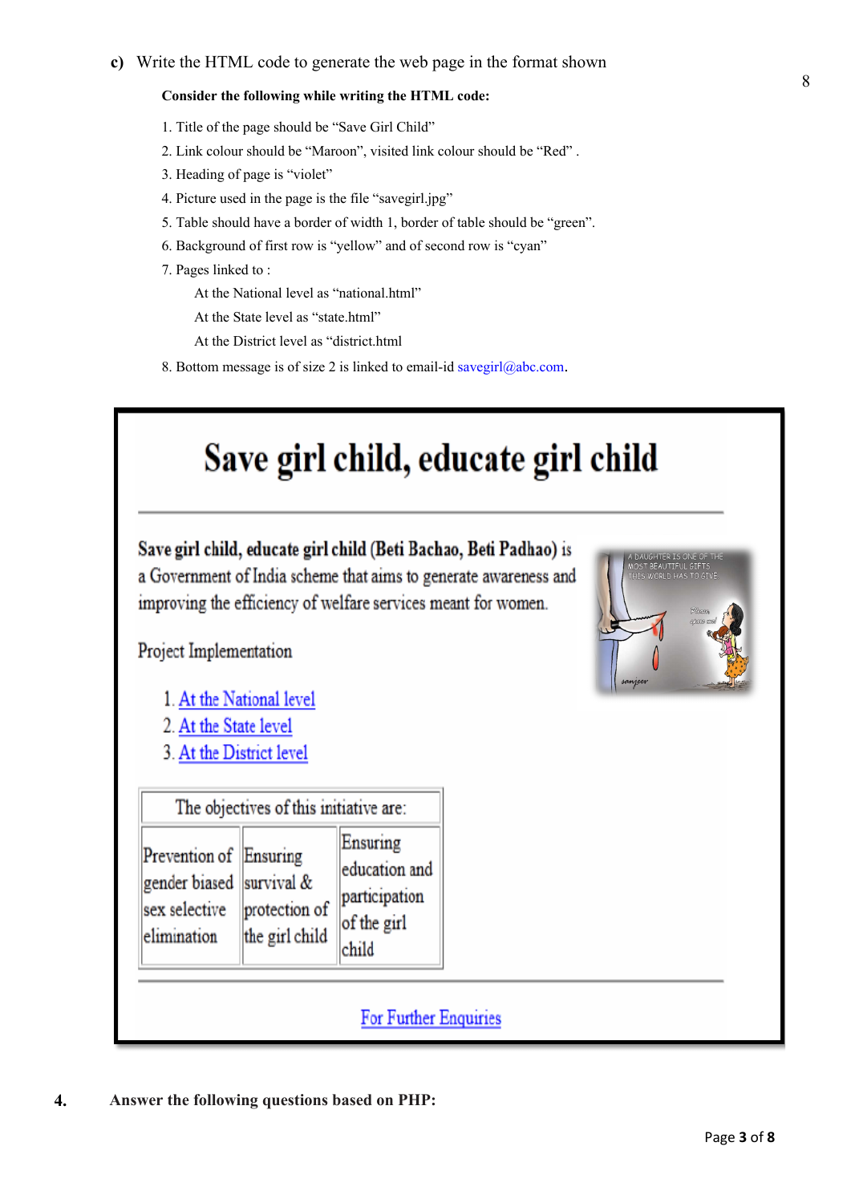**c)** Write the HTML code to generate the web page in the format shown **8**

**Consider the following while writing the HTML code:**

1. Title of the page should be "Save Girl Child"
2. Link colour should be "Maroon", visited link colour should be "Red" .
3. Heading of page is "violet"
4. Picture used in the page is the file "savegirl.jpg"
5. Table should have a border of width 1, border of table should be "green".
6. Background of first row is "yellow" and of second row is "cyan"
7. Pages linked to :

   At the National level as "national.html"

   At the State level as "state.html"

   At the District level as "district.html
8. Bottom message is of size 2 is linked to email-id savegirl@abc.com.

---

# Save girl child, educate girl child

---

**Save girl child, educate girl child (Beti Bachao, Beti Padhao)** is a Government of India scheme that aims to generate awareness and improving the efficiency of welfare services meant for women.

Project Implementation

1. At the National level
2. At the State level
3. At the District level

| The objectives of this initiative are: | | |
|---|---|---|
| Prevention of gender biased sex selective elimination | Ensuring survival & protection of the girl child | Ensuring education and participation of the girl child |

---

For Further Enquiries

**4.** **Answer the following questions based on PHP:**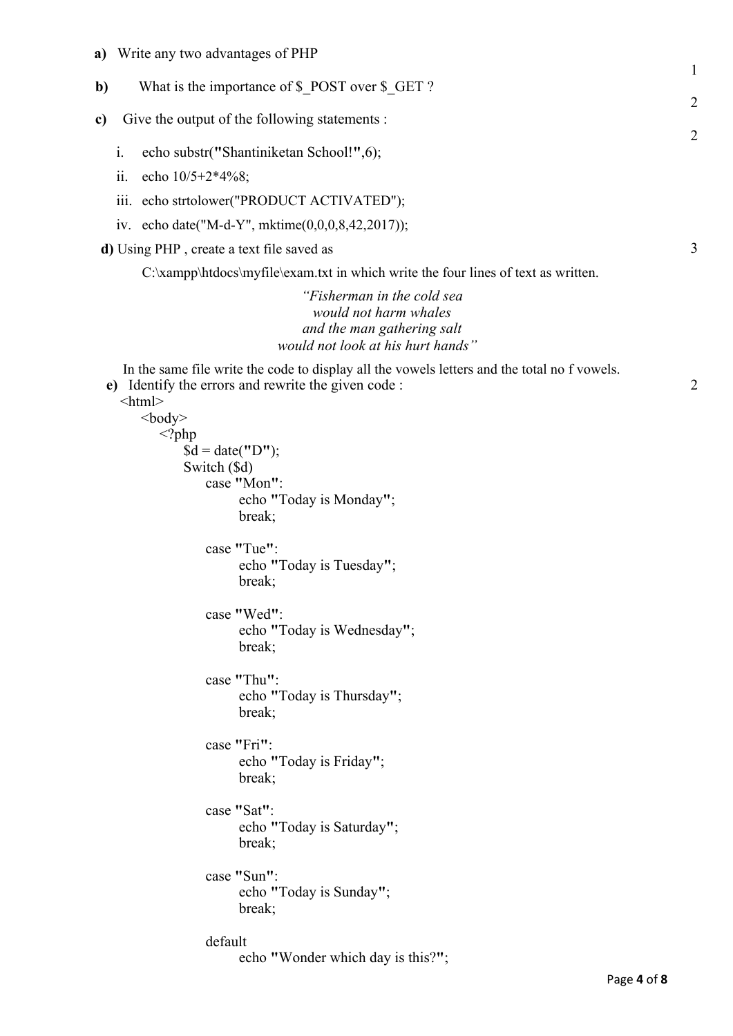**a)** Write any two advantages of PHP 1

**b)** What is the importance of $_POST over $_GET ? 2

**c)** Give the output of the following statements : 2

i. echo substr("Shantiniketan School!",6);

ii. echo 10/5+2*4%8;

iii. echo strtolower("PRODUCT ACTIVATED");

iv. echo date("M-d-Y", mktime(0,0,0,8,42,2017));

**d)** Using PHP , create a text file saved as 3

C:\xampp\htdocs\myfile\exam.txt in which write the four lines of text as written.

*"Fisherman in the cold sea*
*would not harm whales*
*and the man gathering salt*
*would not look at his hurt hands"*

In the same file write the code to display all the vowels letters and the total no f vowels.

**e)** Identify the errors and rewrite the given code : 2

```
<html>
    <body>
        <?php
            $d = date("D");
            Switch ($d)
                case "Mon":
                    echo "Today is Monday";
                    break;

                case "Tue":
                    echo "Today is Tuesday";
                    break;

                case "Wed":
                    echo "Today is Wednesday";
                    break;

                case "Thu":
                    echo "Today is Thursday";
                    break;

                case "Fri":
                    echo "Today is Friday";
                    break;

                case "Sat":
                    echo "Today is Saturday";
                    break;

                case "Sun":
                    echo "Today is Sunday";
                    break;

                default
                    echo "Wonder which day is this?";
```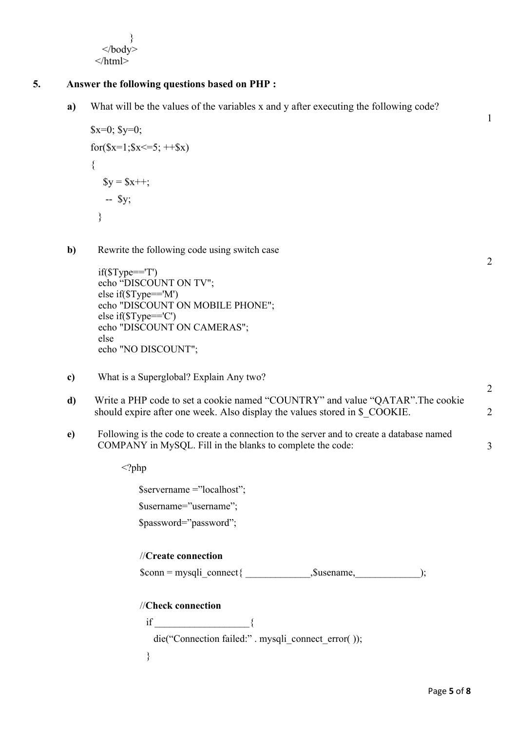```
        }
    </body>
</html>
```

**5. Answer the following questions based on PHP :**

**a)** What will be the values of the variables x and y after executing the following code? 1

```
$x=0; $y=0;
for($x=1;$x<=5; ++$x)
{
   $y = $x++;
   -- $y;
}
```

**b)** Rewrite the following code using switch case 2

```
if($Type=='T')
echo "DISCOUNT ON TV";
else if($Type=='M')
echo "DISCOUNT ON MOBILE PHONE";
else if($Type=='C')
echo "DISCOUNT ON CAMERAS";
else
echo "NO DISCOUNT";
```

**c)** What is a Superglobal? Explain Any two? 2

**d)** Write a PHP code to set a cookie named "COUNTRY" and value "QATAR".The cookie should expire after one week. Also display the values stored in $_COOKIE. 2

**e)** Following is the code to create a connection to the server and to create a database named COMPANY in MySQL. Fill in the blanks to complete the code: 3

```
<?php

    $servername ="localhost";
    $username="username";
    $password="password";

    //Create connection
    $conn = mysqli_connect{ _____________,$usename,_____________);

    //Check connection
      if ___________________{
        die("Connection failed:" . mysqli_connect_error( ));
      }
```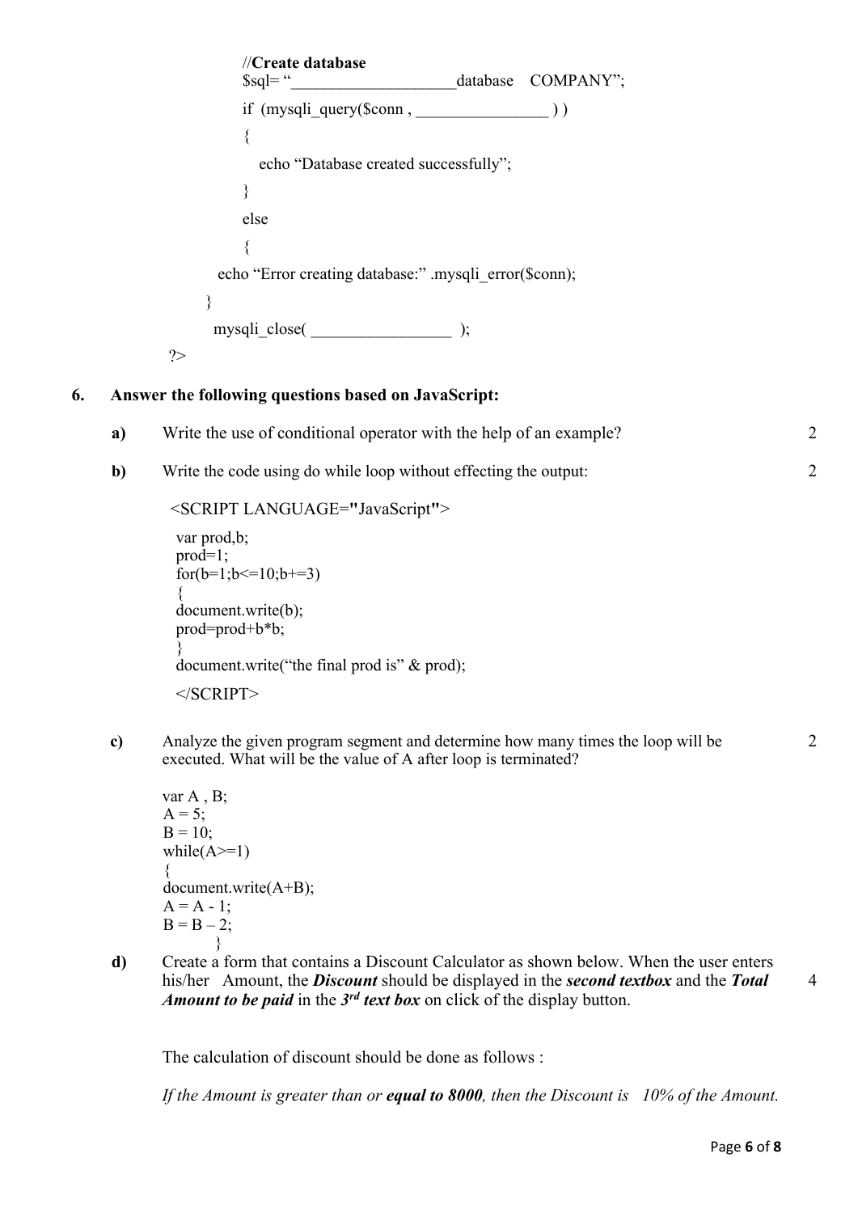```
//Create database
$sql= "____________________database   COMPANY";
if  (mysqli_query($conn , ________________ ) )
{
   echo "Database created successfully";
}
else
{
 echo "Error creating database:" .mysqli_error($conn);
}
 mysqli_close( _________________  );
?>
```

**6. Answer the following questions based on JavaScript:**

**a)** Write the use of conditional operator with the help of an example? **2**

**b)** Write the code using do while loop without effecting the output: **2**

```
<SCRIPT LANGUAGE="JavaScript">
var prod,b;
prod=1;
for(b=1;b<=10;b+=3)
{
document.write(b);
prod=prod+b*b;
}
document.write("the final prod is" & prod);
</SCRIPT>
```

**c)** Analyze the given program segment and determine how many times the loop will be executed. What will be the value of A after loop is terminated? **2**

```
var A , B;
A = 5;
B = 10;
while(A>=1)
{
document.write(A+B);
A = A - 1;
B = B – 2;
    }
```

**d)** Create a form that contains a Discount Calculator as shown below. When the user enters his/her Amount, the ***Discount*** should be displayed in the ***second textbox*** and the ***Total Amount to be paid*** in the ***3rd text box*** on click of the display button. **4**

The calculation of discount should be done as follows :

*If the Amount is greater than or **equal to 8000**, then the Discount is 10% of the Amount.*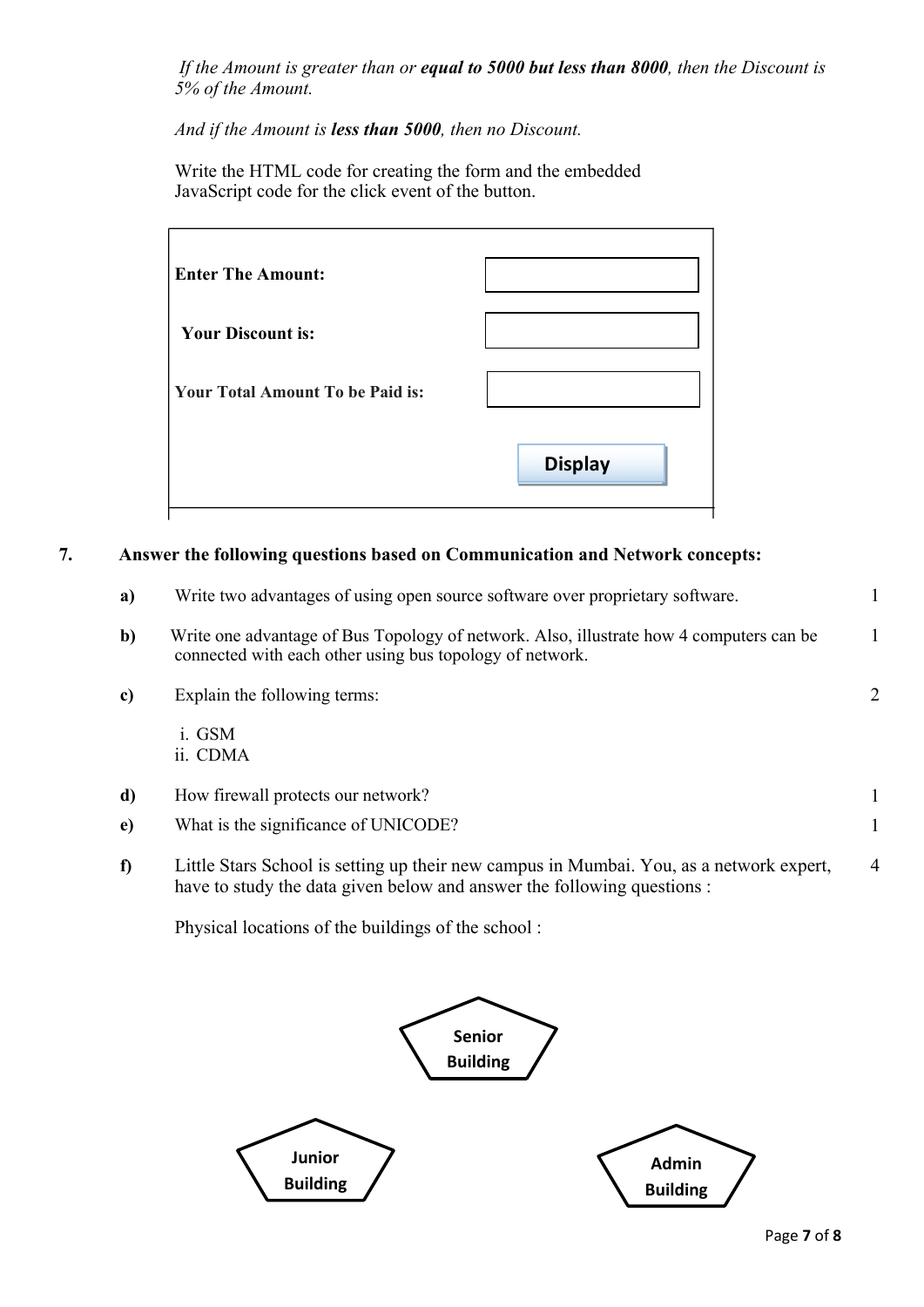*If the Amount is greater than or **equal to 5000 but less than 8000**, then the Discount is 5% of the Amount.*

*And if the Amount is **less than 5000**, then no Discount.*

Write the HTML code for creating the form and the embedded JavaScript code for the click event of the button.

| | |
|---|---|
| **Enter The Amount:** | [ ] |
| **Your Discount is:** | [ ] |
| **Your Total Amount To be Paid is:** | [ ] |
| | **Display** |

**7. Answer the following questions based on Communication and Network concepts:**

**a)** Write two advantages of using open source software over proprietary software. 1

**b)** Write one advantage of Bus Topology of network. Also, illustrate how 4 computers can be connected with each other using bus topology of network. 1

**c)** Explain the following terms: 2

i. GSM
ii. CDMA

**d)** How firewall protects our network? 1

**e)** What is the significance of UNICODE? 1

**f)** Little Stars School is setting up their new campus in Mumbai. You, as a network expert, have to study the data given below and answer the following questions : 4

Physical locations of the buildings of the school :

**Senior Building**

**Junior Building**

**Admin Building**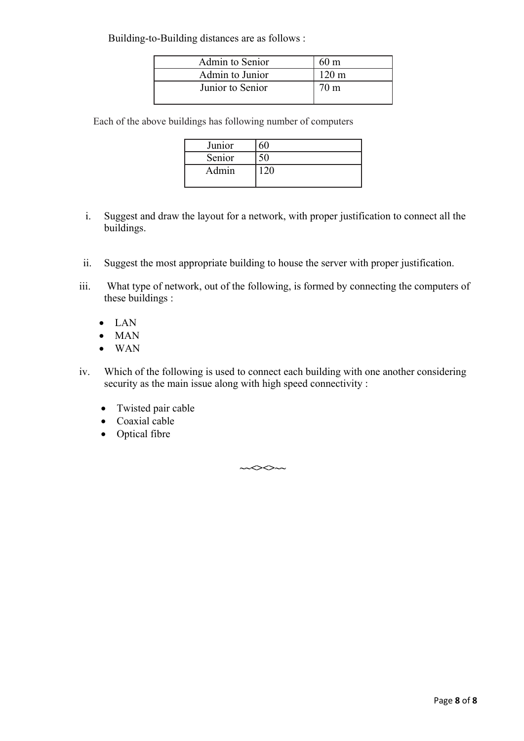Building-to-Building distances are as follows :

| | |
|---|---|
| Admin to Senior | 60 m |
| Admin to Junior | 120 m |
| Junior to Senior | 70 m |

Each of the above buildings has following number of computers

| | |
|---|---|
| Junior | 60 |
| Senior | 50 |
| Admin | 120 |

i. Suggest and draw the layout for a network, with proper justification to connect all the buildings.

ii. Suggest the most appropriate building to house the server with proper justification.

iii. What type of network, out of the following, is formed by connecting the computers of these buildings :

- LAN
- MAN
- WAN

iv. Which of the following is used to connect each building with one another considering security as the main issue along with high speed connectivity :

- Twisted pair cable
- Coaxial cable
- Optical fibre

~~<><>~~